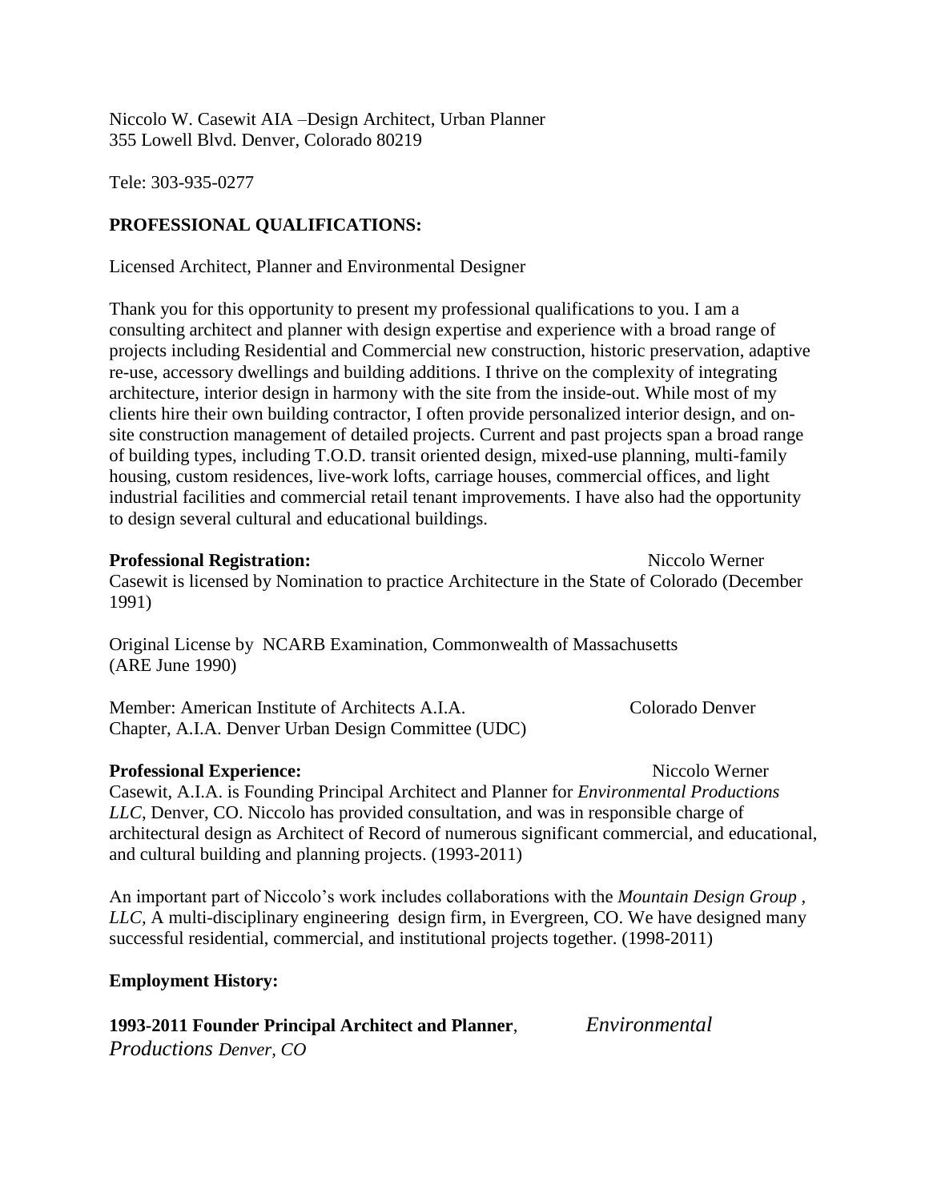Niccolo W. Casewit AIA –Design Architect, Urban Planner
355 Lowell Blvd. Denver, Colorado 80219

Tele: 303-935-0277

**PROFESSIONAL QUALIFICATIONS:**

Licensed Architect, Planner and Environmental Designer

Thank you for this opportunity to present my professional qualifications to you. I am a consulting architect and planner with design expertise and experience with a broad range of projects including Residential and Commercial new construction, historic preservation, adaptive re-use, accessory dwellings and building additions. I thrive on the complexity of integrating architecture, interior design in harmony with the site from the inside-out. While most of my clients hire their own building contractor, I often provide personalized interior design, and on-site construction management of detailed projects. Current and past projects span a broad range of building types, including T.O.D. transit oriented design, mixed-use planning, multi-family housing, custom residences, live-work lofts, carriage houses, commercial offices, and light industrial facilities and commercial retail tenant improvements. I have also had the opportunity to design several cultural and educational buildings.

**Professional Registration:** Niccolo Werner Casewit is licensed by Nomination to practice Architecture in the State of Colorado (December 1991)

Original License by NCARB Examination, Commonwealth of Massachusetts (ARE June 1990)

Member: American Institute of Architects A.I.A. Colorado Denver Chapter, A.I.A. Denver Urban Design Committee (UDC)

**Professional Experience:** Niccolo Werner Casewit, A.I.A. is Founding Principal Architect and Planner for *Environmental Productions LLC*, Denver, CO. Niccolo has provided consultation, and was in responsible charge of architectural design as Architect of Record of numerous significant commercial, and educational, and cultural building and planning projects. (1993-2011)

An important part of Niccolo's work includes collaborations with the *Mountain Design Group , LLC,* A multi-disciplinary engineering design firm, in Evergreen, CO. We have designed many successful residential, commercial, and institutional projects together. (1998-2011)

**Employment History:**

**1993-2011 Founder Principal Architect and Planner**, *Environmental Productions Denver, CO*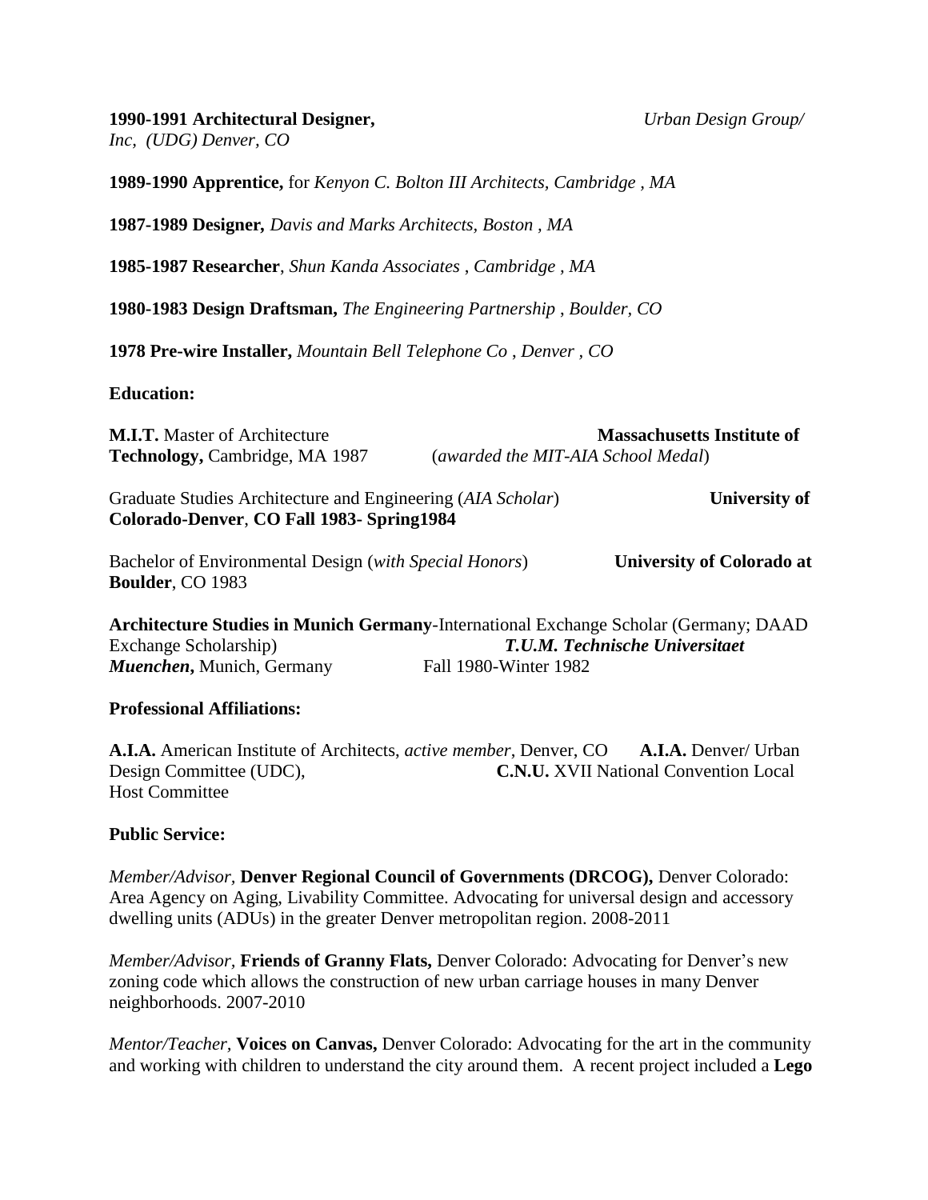**1990-1991 Architectural Designer,** *Urban Design Group/ Inc, (UDG) Denver, CO*

**1989-1990 Apprentice,** for *Kenyon C. Bolton III Architects, Cambridge , MA*

**1987-1989 Designer,** *Davis and Marks Architects, Boston , MA*

**1985-1987 Researcher**, *Shun Kanda Associates , Cambridge , MA*

**1980-1983 Design Draftsman,** *The Engineering Partnership , Boulder, CO*

**1978 Pre-wire Installer,** *Mountain Bell Telephone Co , Denver , CO*

**Education:**

**M.I.T.** Master of Architecture **Massachusetts Institute of Technology,** Cambridge, MA 1987 (*awarded the MIT-AIA School Medal*)

Graduate Studies Architecture and Engineering (*AIA Scholar*) **University of Colorado-Denver**, **CO Fall 1983- Spring1984**

Bachelor of Environmental Design (*with Special Honors*) **University of Colorado at Boulder**, CO 1983

**Architecture Studies in Munich Germany**-International Exchange Scholar (Germany; DAAD Exchange Scholarship) ***T.U.M. Technische Universitaet Muenchen*,** Munich, Germany Fall 1980-Winter 1982

**Professional Affiliations:**

**A.I.A.** American Institute of Architects, *active member*, Denver, CO **A.I.A.** Denver/ Urban Design Committee (UDC), **C.N.U.** XVII National Convention Local Host Committee

**Public Service:**

*Member/Advisor,* **Denver Regional Council of Governments (DRCOG),** Denver Colorado: Area Agency on Aging, Livability Committee. Advocating for universal design and accessory dwelling units (ADUs) in the greater Denver metropolitan region. 2008-2011

*Member/Advisor,* **Friends of Granny Flats,** Denver Colorado: Advocating for Denver's new zoning code which allows the construction of new urban carriage houses in many Denver neighborhoods. 2007-2010

*Mentor/Teacher,* **Voices on Canvas,** Denver Colorado: Advocating for the art in the community and working with children to understand the city around them. A recent project included a **Lego**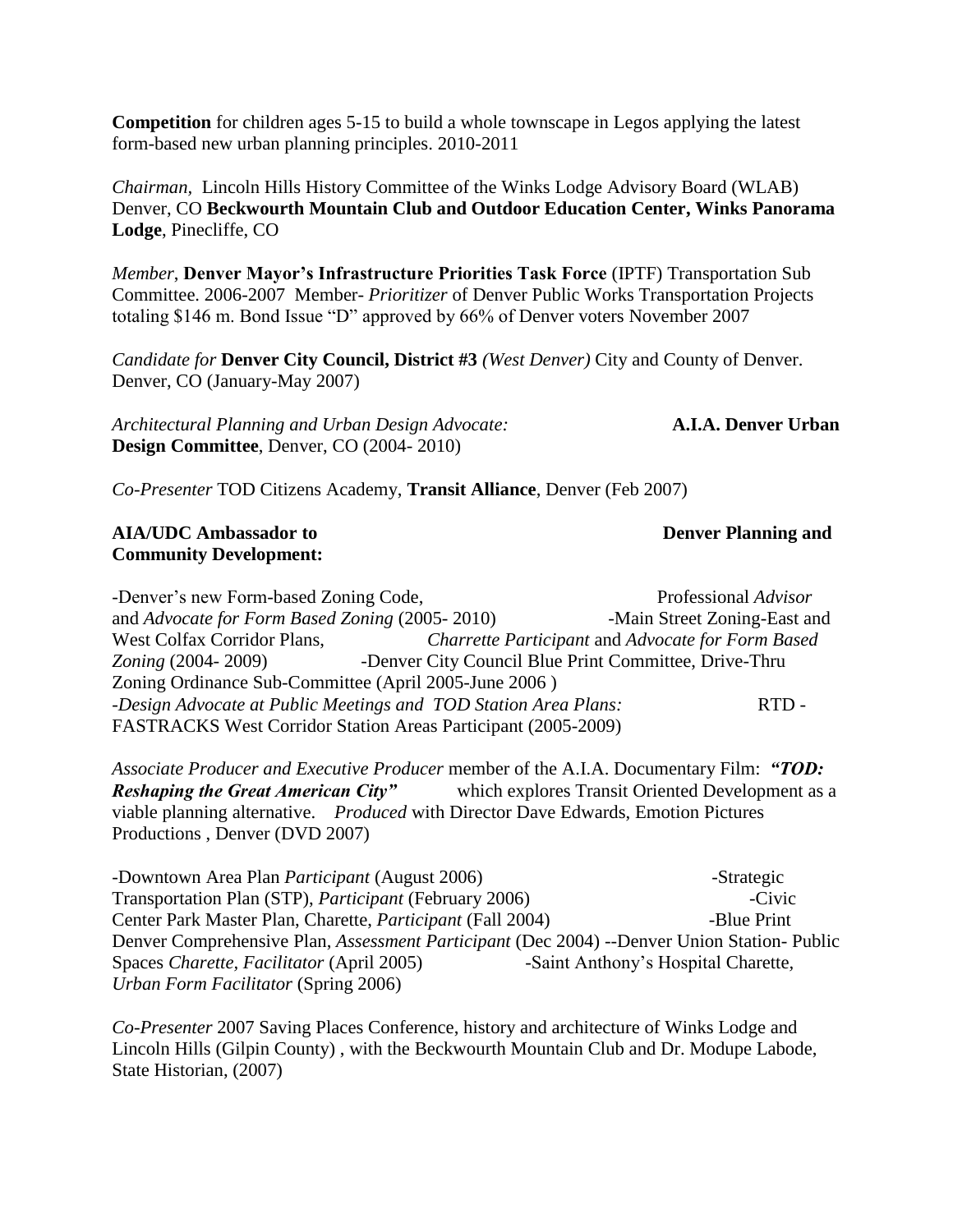**Competition** for children ages 5-15 to build a whole townscape in Legos applying the latest form-based new urban planning principles. 2010-2011

*Chairman,* Lincoln Hills History Committee of the Winks Lodge Advisory Board (WLAB) Denver, CO **Beckwourth Mountain Club and Outdoor Education Center, Winks Panorama Lodge**, Pinecliffe, CO

*Member*, **Denver Mayor's Infrastructure Priorities Task Force** (IPTF) Transportation Sub Committee. 2006-2007 Member- *Prioritizer* of Denver Public Works Transportation Projects totaling $146 m. Bond Issue "D" approved by 66% of Denver voters November 2007

*Candidate for* **Denver City Council, District #3** *(West Denver)* City and County of Denver. Denver, CO (January-May 2007)

*Architectural Planning and Urban Design Advocate:* **A.I.A. Denver Urban Design Committee**, Denver, CO (2004- 2010)

*Co-Presenter* TOD Citizens Academy, **Transit Alliance**, Denver (Feb 2007)

**AIA/UDC Ambassador to Denver Planning and Community Development:**

-Denver's new Form-based Zoning Code, Professional *Advisor* and *Advocate for Form Based Zoning* (2005- 2010) -Main Street Zoning-East and West Colfax Corridor Plans, *Charrette Participant* and *Advocate for Form Based Zoning* (2004- 2009) -Denver City Council Blue Print Committee, Drive-Thru Zoning Ordinance Sub-Committee (April 2005-June 2006 )
-*Design Advocate at Public Meetings and TOD Station Area Plans:* RTD - FASTRACKS West Corridor Station Areas Participant (2005-2009)

*Associate Producer and Executive Producer* member of the A.I.A. Documentary Film: ***"TOD: Reshaping the Great American City"*** which explores Transit Oriented Development as a viable planning alternative. *Produced* with Director Dave Edwards, Emotion Pictures Productions , Denver (DVD 2007)

-Downtown Area Plan *Participant* (August 2006) -Strategic Transportation Plan (STP), *Participant* (February 2006) -Civic Center Park Master Plan, Charette, *Participant* (Fall 2004) -Blue Print Denver Comprehensive Plan, *Assessment Participant* (Dec 2004) --Denver Union Station- Public Spaces *Charette, Facilitator* (April 2005) -Saint Anthony's Hospital Charette, *Urban Form Facilitator* (Spring 2006)

*Co-Presenter* 2007 Saving Places Conference, history and architecture of Winks Lodge and Lincoln Hills (Gilpin County) , with the Beckwourth Mountain Club and Dr. Modupe Labode, State Historian, (2007)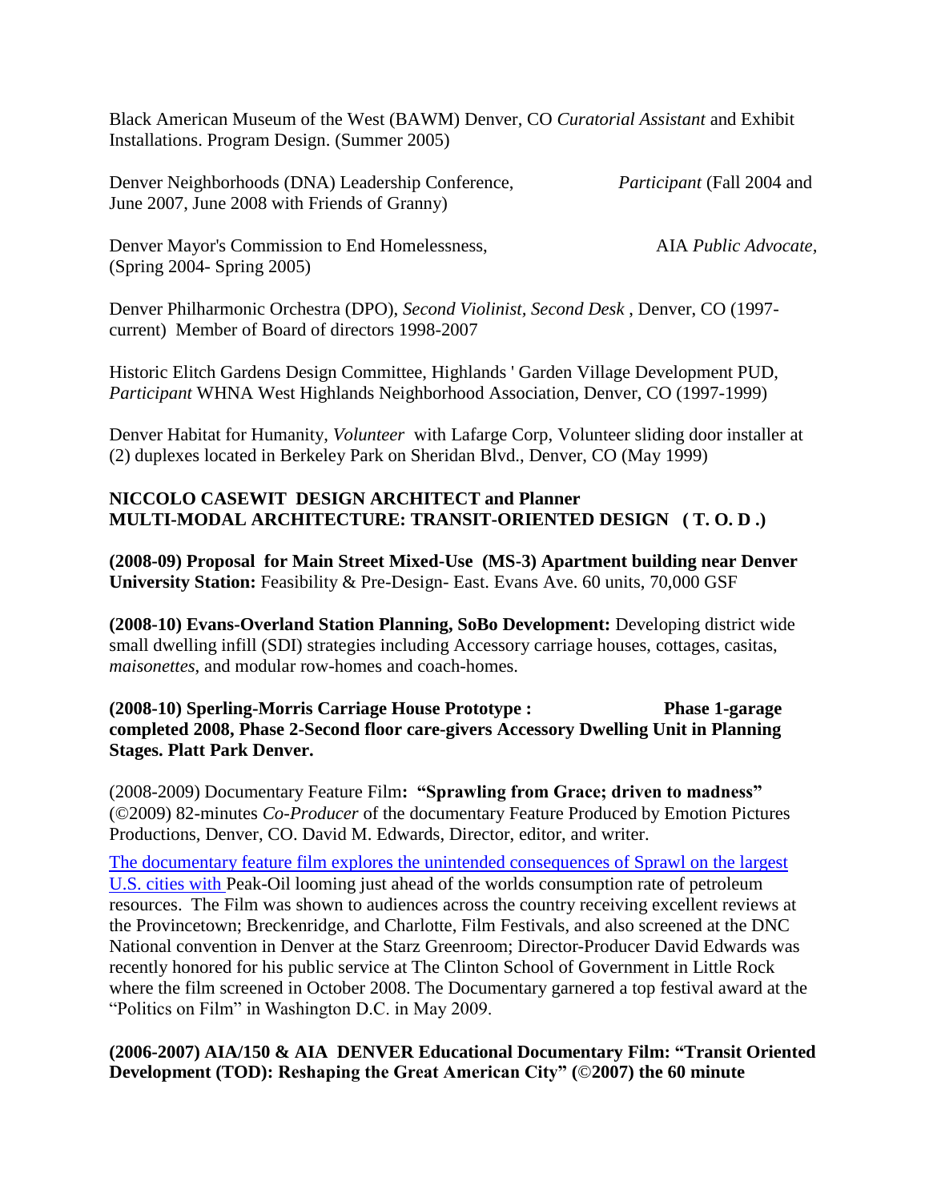Black American Museum of the West (BAWM) Denver, CO *Curatorial Assistant* and Exhibit Installations. Program Design. (Summer 2005)

Denver Neighborhoods (DNA) Leadership Conference, *Participant* (Fall 2004 and June 2007, June 2008 with Friends of Granny)

Denver Mayor's Commission to End Homelessness, AIA *Public Advocate,* (Spring 2004- Spring 2005)

Denver Philharmonic Orchestra (DPO), *Second Violinist, Second Desk* , Denver, CO (1997-current) Member of Board of directors 1998-2007

Historic Elitch Gardens Design Committee, Highlands ' Garden Village Development PUD, *Participant* WHNA West Highlands Neighborhood Association, Denver, CO (1997-1999)

Denver Habitat for Humanity, *Volunteer* with Lafarge Corp, Volunteer sliding door installer at (2) duplexes located in Berkeley Park on Sheridan Blvd., Denver, CO (May 1999)

**NICCOLO CASEWIT DESIGN ARCHITECT and Planner**
**MULTI-MODAL ARCHITECTURE: TRANSIT-ORIENTED DESIGN ( T. O. D .)**

**(2008-09) Proposal for Main Street Mixed-Use (MS-3) Apartment building near Denver University Station:** Feasibility & Pre-Design- East. Evans Ave. 60 units, 70,000 GSF

**(2008-10) Evans-Overland Station Planning, SoBo Development:** Developing district wide small dwelling infill (SDI) strategies including Accessory carriage houses, cottages, casitas, *maisonettes*, and modular row-homes and coach-homes.

**(2008-10) Sperling-Morris Carriage House Prototype : Phase 1-garage completed 2008, Phase 2-Second floor care-givers Accessory Dwelling Unit in Planning Stages. Platt Park Denver.**

(2008-2009) Documentary Feature Film**: "Sprawling from Grace; driven to madness"** (©2009) 82-minutes *Co-Producer* of the documentary Feature Produced by Emotion Pictures Productions, Denver, CO. David M. Edwards, Director, editor, and writer.

The documentary feature film explores the unintended consequences of Sprawl on the largest U.S. cities with Peak-Oil looming just ahead of the worlds consumption rate of petroleum resources. The Film was shown to audiences across the country receiving excellent reviews at the Provincetown; Breckenridge, and Charlotte, Film Festivals, and also screened at the DNC National convention in Denver at the Starz Greenroom; Director-Producer David Edwards was recently honored for his public service at The Clinton School of Government in Little Rock where the film screened in October 2008. The Documentary garnered a top festival award at the "Politics on Film" in Washington D.C. in May 2009.

**(2006-2007) AIA/150 & AIA DENVER Educational Documentary Film: "Transit Oriented Development (TOD): Reshaping the Great American City" (©2007) the 60 minute**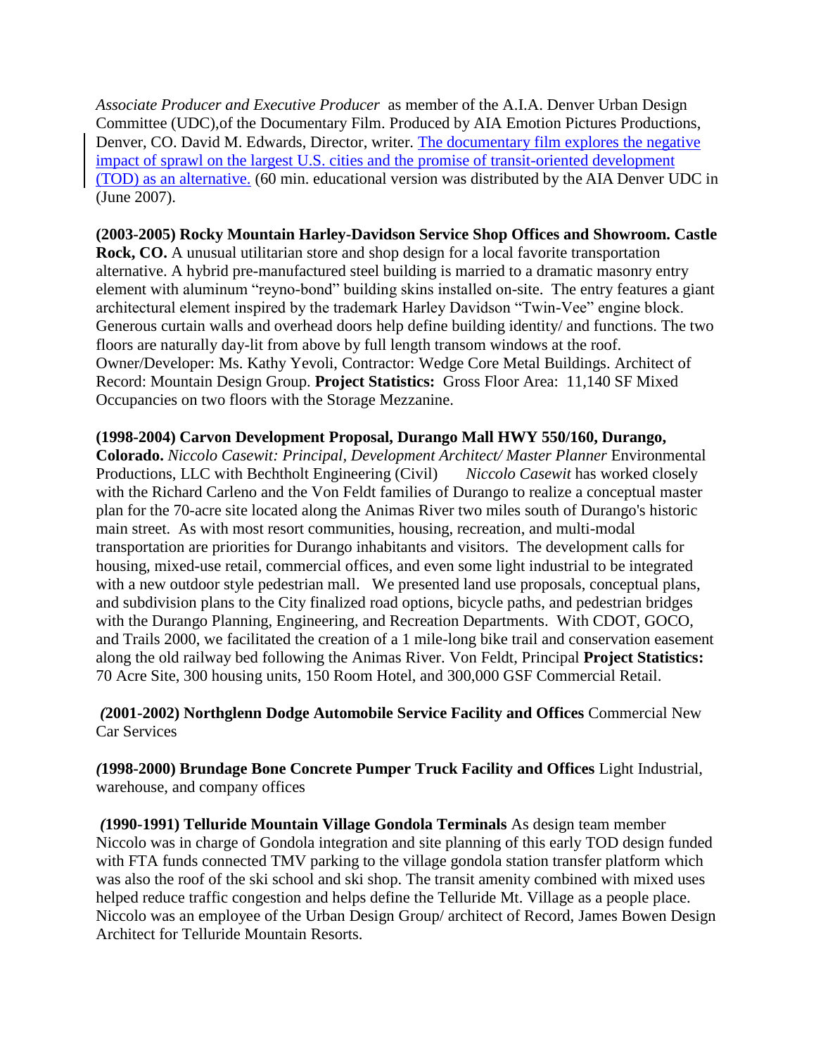*Associate Producer and Executive Producer* as member of the A.I.A. Denver Urban Design Committee (UDC),of the Documentary Film. Produced by AIA Emotion Pictures Productions, Denver, CO. David M. Edwards, Director, writer. The documentary film explores the negative impact of sprawl on the largest U.S. cities and the promise of transit-oriented development (TOD) as an alternative. (60 min. educational version was distributed by the AIA Denver UDC in (June 2007).

**(2003-2005) Rocky Mountain Harley-Davidson Service Shop Offices and Showroom. Castle Rock, CO.** A unusual utilitarian store and shop design for a local favorite transportation alternative. A hybrid pre-manufactured steel building is married to a dramatic masonry entry element with aluminum "reyno-bond" building skins installed on-site. The entry features a giant architectural element inspired by the trademark Harley Davidson "Twin-Vee" engine block. Generous curtain walls and overhead doors help define building identity/ and functions. The two floors are naturally day-lit from above by full length transom windows at the roof. Owner/Developer: Ms. Kathy Yevoli, Contractor: Wedge Core Metal Buildings. Architect of Record: Mountain Design Group. **Project Statistics:** Gross Floor Area: 11,140 SF Mixed Occupancies on two floors with the Storage Mezzanine.

**(1998-2004) Carvon Development Proposal, Durango Mall HWY 550/160, Durango, Colorado.** *Niccolo Casewit: Principal, Development Architect/ Master Planner* Environmental Productions, LLC with Bechtholt Engineering (Civil) *Niccolo Casewit* has worked closely with the Richard Carleno and the Von Feldt families of Durango to realize a conceptual master plan for the 70-acre site located along the Animas River two miles south of Durango's historic main street. As with most resort communities, housing, recreation, and multi-modal transportation are priorities for Durango inhabitants and visitors. The development calls for housing, mixed-use retail, commercial offices, and even some light industrial to be integrated with a new outdoor style pedestrian mall. We presented land use proposals, conceptual plans, and subdivision plans to the City finalized road options, bicycle paths, and pedestrian bridges with the Durango Planning, Engineering, and Recreation Departments. With CDOT, GOCO, and Trails 2000, we facilitated the creation of a 1 mile-long bike trail and conservation easement along the old railway bed following the Animas River. Von Feldt, Principal **Project Statistics:** 70 Acre Site, 300 housing units, 150 Room Hotel, and 300,000 GSF Commercial Retail.

***(*2001-2002) Northglenn Dodge Automobile Service Facility and Offices** Commercial New Car Services

***(*1998-2000) Brundage Bone Concrete Pumper Truck Facility and Offices** Light Industrial, warehouse, and company offices

***(*1990-1991) Telluride Mountain Village Gondola Terminals** As design team member Niccolo was in charge of Gondola integration and site planning of this early TOD design funded with FTA funds connected TMV parking to the village gondola station transfer platform which was also the roof of the ski school and ski shop. The transit amenity combined with mixed uses helped reduce traffic congestion and helps define the Telluride Mt. Village as a people place. Niccolo was an employee of the Urban Design Group/ architect of Record, James Bowen Design Architect for Telluride Mountain Resorts.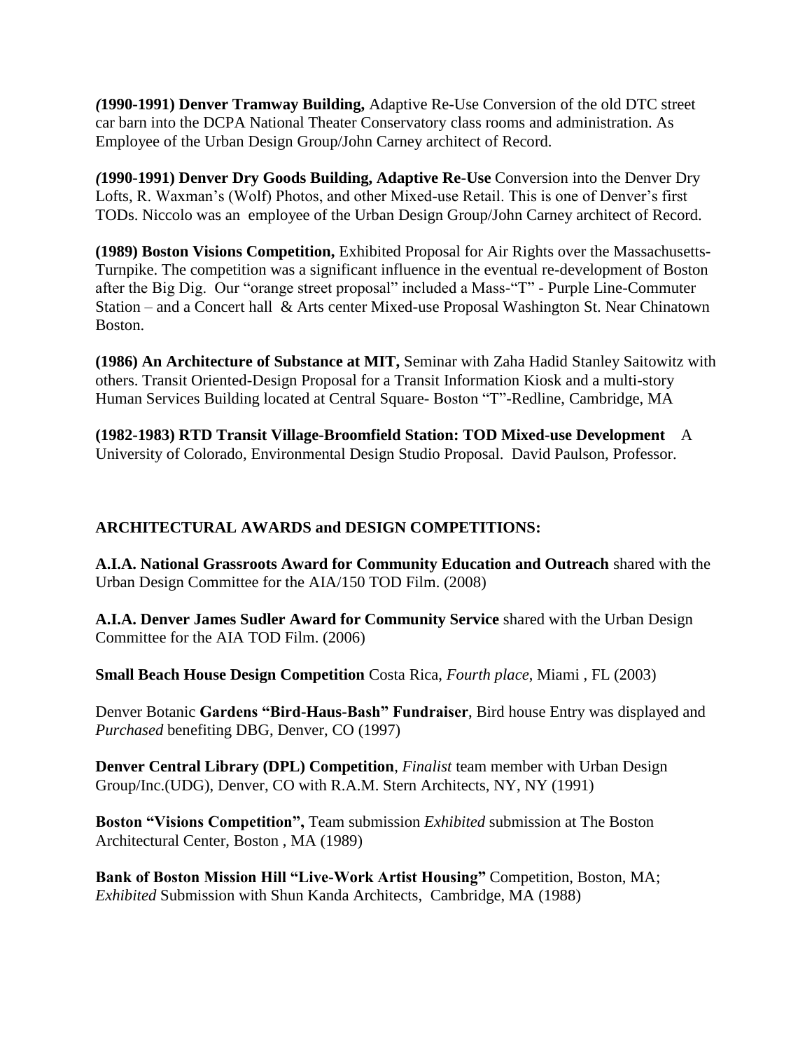*(*1990-1991) Denver Tramway Building,** Adaptive Re-Use Conversion of the old DTC street car barn into the DCPA National Theater Conservatory class rooms and administration. As Employee of the Urban Design Group/John Carney architect of Record.

*(*1990-1991) Denver Dry Goods Building, Adaptive Re-Use** Conversion into the Denver Dry Lofts, R. Waxman's (Wolf) Photos, and other Mixed-use Retail. This is one of Denver's first TODs. Niccolo was an employee of the Urban Design Group/John Carney architect of Record.

**(1989) Boston Visions Competition,** Exhibited Proposal for Air Rights over the Massachusetts-Turnpike. The competition was a significant influence in the eventual re-development of Boston after the Big Dig. Our "orange street proposal" included a Mass-"T" - Purple Line-Commuter Station – and a Concert hall & Arts center Mixed-use Proposal Washington St. Near Chinatown Boston.

**(1986) An Architecture of Substance at MIT,** Seminar with Zaha Hadid Stanley Saitowitz with others. Transit Oriented-Design Proposal for a Transit Information Kiosk and a multi-story Human Services Building located at Central Square- Boston "T"-Redline, Cambridge, MA

**(1982-1983) RTD Transit Village-Broomfield Station: TOD Mixed-use Development** A University of Colorado, Environmental Design Studio Proposal. David Paulson, Professor.

## ARCHITECTURAL AWARDS and DESIGN COMPETITIONS:

**A.I.A. National Grassroots Award for Community Education and Outreach** shared with the Urban Design Committee for the AIA/150 TOD Film. (2008)

**A.I.A. Denver James Sudler Award for Community Service** shared with the Urban Design Committee for the AIA TOD Film. (2006)

**Small Beach House Design Competition** Costa Rica, *Fourth place*, Miami , FL (2003)

Denver Botanic **Gardens "Bird-Haus-Bash" Fundraiser**, Bird house Entry was displayed and *Purchased* benefiting DBG, Denver, CO (1997)

**Denver Central Library (DPL) Competition**, *Finalist* team member with Urban Design Group/Inc.(UDG), Denver, CO with R.A.M. Stern Architects, NY, NY (1991)

**Boston "Visions Competition",** Team submission *Exhibited* submission at The Boston Architectural Center, Boston , MA (1989)

**Bank of Boston Mission Hill "Live-Work Artist Housing"** Competition, Boston, MA; *Exhibited* Submission with Shun Kanda Architects, Cambridge, MA (1988)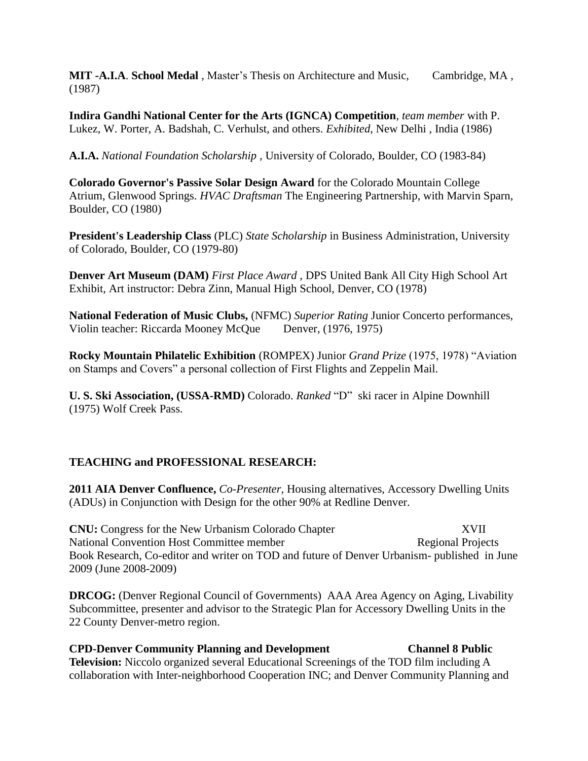**MIT -A.I.A**. **School Medal** , Master's Thesis on Architecture and Music, Cambridge, MA , (1987)

**Indira Gandhi National Center for the Arts (IGNCA) Competition**, *team member* with P. Lukez, W. Porter, A. Badshah, C. Verhulst, and others. *Exhibited*, New Delhi , India (1986)

**A.I.A.** *National Foundation Scholarship* , University of Colorado, Boulder, CO (1983-84)

**Colorado Governor's Passive Solar Design Award** for the Colorado Mountain College Atrium, Glenwood Springs. *HVAC Draftsman* The Engineering Partnership, with Marvin Sparn, Boulder, CO (1980)

**President's Leadership Class** (PLC) *State Scholarship* in Business Administration, University of Colorado, Boulder, CO (1979-80)

**Denver Art Museum (DAM)** *First Place Award* , DPS United Bank All City High School Art Exhibit, Art instructor: Debra Zinn, Manual High School, Denver, CO (1978)

**National Federation of Music Clubs,** (NFMC) *Superior Rating* Junior Concerto performances, Violin teacher: Riccarda Mooney McQue Denver, (1976, 1975)

**Rocky Mountain Philatelic Exhibition** (ROMPEX) Junior *Grand Prize* (1975, 1978) "Aviation on Stamps and Covers" a personal collection of First Flights and Zeppelin Mail.

**U. S. Ski Association, (USSA-RMD)** Colorado. *Ranked* "D" ski racer in Alpine Downhill (1975) Wolf Creek Pass.

**TEACHING and PROFESSIONAL RESEARCH:**

**2011 AIA Denver Confluence,** *Co-Presenter,* Housing alternatives, Accessory Dwelling Units (ADUs) in Conjunction with Design for the other 90% at Redline Denver.

**CNU:** Congress for the New Urbanism Colorado Chapter XVII National Convention Host Committee member Regional Projects Book Research, Co-editor and writer on TOD and future of Denver Urbanism- published in June 2009 (June 2008-2009)

**DRCOG:** (Denver Regional Council of Governments) AAA Area Agency on Aging, Livability Subcommittee, presenter and advisor to the Strategic Plan for Accessory Dwelling Units in the 22 County Denver-metro region.

**CPD-Denver Community Planning and Development Channel 8 Public Television:** Niccolo organized several Educational Screenings of the TOD film including A collaboration with Inter-neighborhood Cooperation INC; and Denver Community Planning and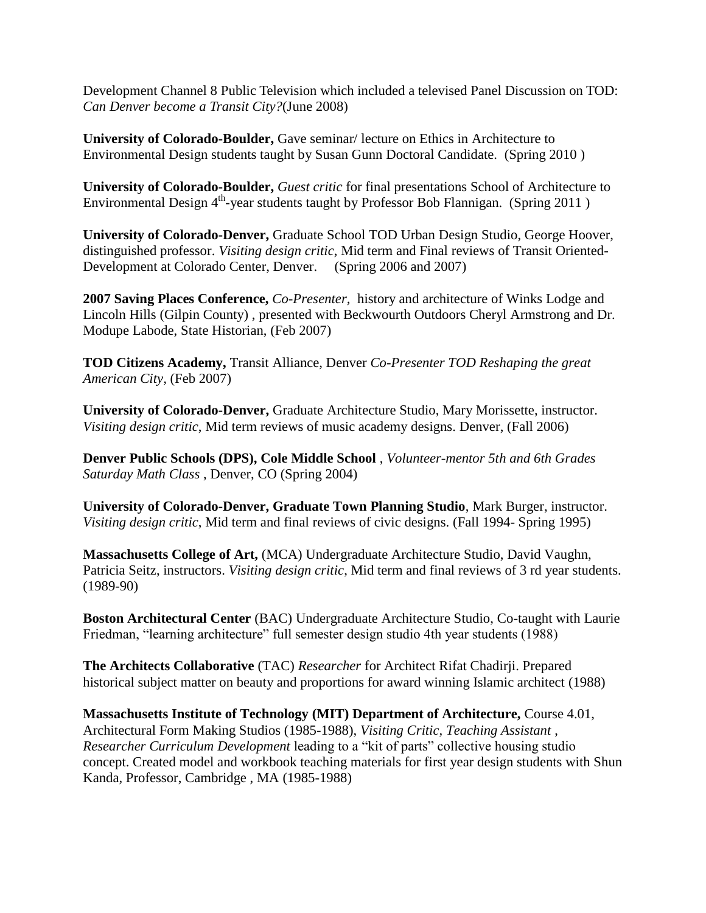Development Channel 8 Public Television which included a televised Panel Discussion on TOD: *Can Denver become a Transit City?*(June 2008)

**University of Colorado-Boulder,** Gave seminar/ lecture on Ethics in Architecture to Environmental Design students taught by Susan Gunn Doctoral Candidate. (Spring 2010 )

**University of Colorado-Boulder,** *Guest critic* for final presentations School of Architecture to Environmental Design 4th-year students taught by Professor Bob Flannigan. (Spring 2011 )

**University of Colorado-Denver,** Graduate School TOD Urban Design Studio, George Hoover, distinguished professor. *Visiting design critic*, Mid term and Final reviews of Transit Oriented-Development at Colorado Center, Denver. (Spring 2006 and 2007)

**2007 Saving Places Conference,** *Co-Presenter*, history and architecture of Winks Lodge and Lincoln Hills (Gilpin County) , presented with Beckwourth Outdoors Cheryl Armstrong and Dr. Modupe Labode, State Historian, (Feb 2007)

**TOD Citizens Academy,** Transit Alliance, Denver *Co-Presenter TOD Reshaping the great American City*, (Feb 2007)

**University of Colorado-Denver,** Graduate Architecture Studio, Mary Morissette, instructor. *Visiting design critic*, Mid term reviews of music academy designs. Denver, (Fall 2006)

**Denver Public Schools (DPS), Cole Middle School** , *Volunteer-mentor 5th and 6th Grades Saturday Math Class* , Denver, CO (Spring 2004)

**University of Colorado-Denver, Graduate Town Planning Studio**, Mark Burger, instructor. *Visiting design critic*, Mid term and final reviews of civic designs. (Fall 1994- Spring 1995)

**Massachusetts College of Art,** (MCA) Undergraduate Architecture Studio, David Vaughn, Patricia Seitz, instructors. *Visiting design critic*, Mid term and final reviews of 3 rd year students. (1989-90)

**Boston Architectural Center** (BAC) Undergraduate Architecture Studio, Co-taught with Laurie Friedman, "learning architecture" full semester design studio 4th year students (1988)

**The Architects Collaborative** (TAC) *Researcher* for Architect Rifat Chadirji. Prepared historical subject matter on beauty and proportions for award winning Islamic architect (1988)

**Massachusetts Institute of Technology (MIT) Department of Architecture,** Course 4.01, Architectural Form Making Studios (1985-1988), *Visiting Critic, Teaching Assistant* , *Researcher Curriculum Development* leading to a "kit of parts" collective housing studio concept. Created model and workbook teaching materials for first year design students with Shun Kanda, Professor, Cambridge , MA (1985-1988)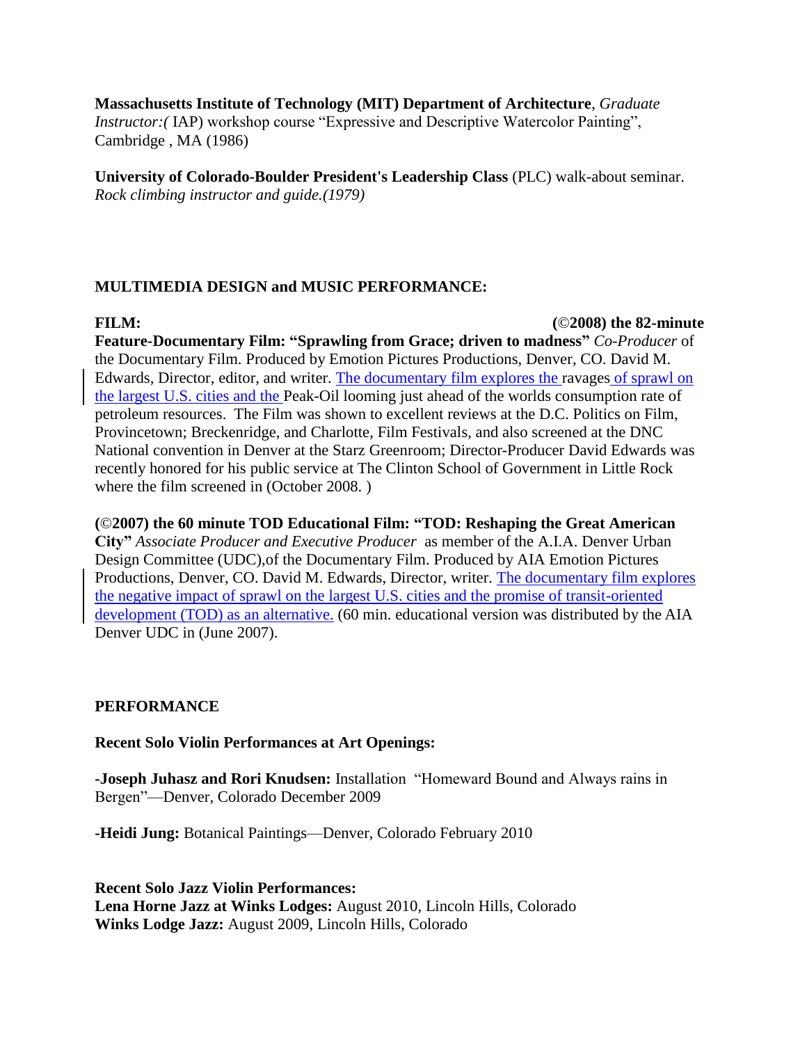**Massachusetts Institute of Technology (MIT) Department of Architecture**, *Graduate Instructor:(* IAP) workshop course "Expressive and Descriptive Watercolor Painting", Cambridge , MA (1986)

**University of Colorado-Boulder President's Leadership Class** (PLC) walk-about seminar. *Rock climbing instructor and guide.(1979)*

## MULTIMEDIA DESIGN and MUSIC PERFORMANCE:

**FILM:** **(©2008) the 82-minute Feature-Documentary Film: "Sprawling from Grace; driven to madness"** *Co-Producer* of the Documentary Film. Produced by Emotion Pictures Productions, Denver, CO. David M. Edwards, Director, editor, and writer. The documentary film explores the ravages of sprawl on the largest U.S. cities and the Peak-Oil looming just ahead of the worlds consumption rate of petroleum resources. The Film was shown to excellent reviews at the D.C. Politics on Film, Provincetown; Breckenridge, and Charlotte, Film Festivals, and also screened at the DNC National convention in Denver at the Starz Greenroom; Director-Producer David Edwards was recently honored for his public service at The Clinton School of Government in Little Rock where the film screened in (October 2008. )

**(©2007) the 60 minute TOD Educational Film: "TOD: Reshaping the Great American City"** *Associate Producer and Executive Producer* as member of the A.I.A. Denver Urban Design Committee (UDC),of the Documentary Film. Produced by AIA Emotion Pictures Productions, Denver, CO. David M. Edwards, Director, writer. The documentary film explores the negative impact of sprawl on the largest U.S. cities and the promise of transit-oriented development (TOD) as an alternative. (60 min. educational version was distributed by the AIA Denver UDC in (June 2007).

## PERFORMANCE

**Recent Solo Violin Performances at Art Openings:**

**-Joseph Juhasz and Rori Knudsen:** Installation "Homeward Bound and Always rains in Bergen"—Denver, Colorado December 2009

**-Heidi Jung:** Botanical Paintings—Denver, Colorado February 2010

**Recent Solo Jazz Violin Performances:**
**Lena Horne Jazz at Winks Lodges:** August 2010, Lincoln Hills, Colorado
**Winks Lodge Jazz:** August 2009, Lincoln Hills, Colorado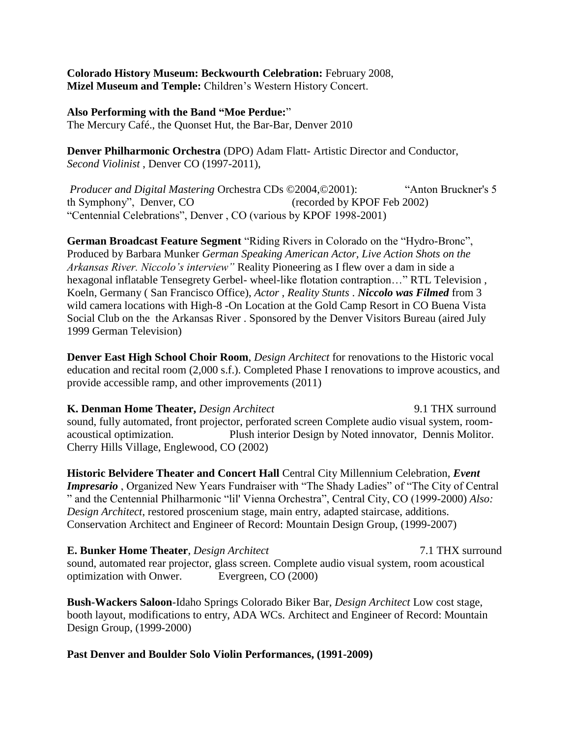**Colorado History Museum: Beckwourth Celebration:** February 2008,
**Mizel Museum and Temple:** Children's Western History Concert.

**Also Performing with the Band "Moe Perdue:"**
The Mercury Café., the Quonset Hut, the Bar-Bar, Denver 2010

**Denver Philharmonic Orchestra** (DPO) Adam Flatt- Artistic Director and Conductor, *Second Violinist* , Denver CO (1997-2011),

*Producer and Digital Mastering* Orchestra CDs ©2004,©2001): "Anton Bruckner's 5 th Symphony", Denver, CO (recorded by KPOF Feb 2002)
"Centennial Celebrations", Denver , CO (various by KPOF 1998-2001)

**German Broadcast Feature Segment** "Riding Rivers in Colorado on the "Hydro-Bronc", Produced by Barbara Munker *German Speaking American Actor, Live Action Shots on the Arkansas River. Niccolo's interview"* Reality Pioneering as I flew over a dam in side a hexagonal inflatable Tensegrety Gerbel- wheel-like flotation contraption…" RTL Television , Koeln, Germany ( San Francisco Office), *Actor , Reality Stunts* . ***Niccolo was Filmed*** from 3 wild camera locations with High-8 -On Location at the Gold Camp Resort in CO Buena Vista Social Club on the the Arkansas River . Sponsored by the Denver Visitors Bureau (aired July 1999 German Television)

**Denver East High School Choir Room**, *Design Architect* for renovations to the Historic vocal education and recital room (2,000 s.f.). Completed Phase I renovations to improve acoustics, and provide accessible ramp, and other improvements (2011)

**K. Denman Home Theater,** *Design Architect* 9.1 THX surround sound, fully automated, front projector, perforated screen Complete audio visual system, room-acoustical optimization. Plush interior Design by Noted innovator, Dennis Molitor. Cherry Hills Village, Englewood, CO (2002)

**Historic Belvidere Theater and Concert Hall** Central City Millennium Celebration, ***Event Impresario*** , Organized New Years Fundraiser with "The Shady Ladies" of "The City of Central " and the Centennial Philharmonic "lil' Vienna Orchestra", Central City, CO (1999-2000) *Also: Design Architect*, restored proscenium stage, main entry, adapted staircase, additions. Conservation Architect and Engineer of Record: Mountain Design Group, (1999-2007)

**E. Bunker Home Theater**, *Design Architect* 7.1 THX surround sound, automated rear projector, glass screen. Complete audio visual system, room acoustical optimization with Onwer. Evergreen, CO (2000)

**Bush-Wackers Saloon**-Idaho Springs Colorado Biker Bar, *Design Architect* Low cost stage, booth layout, modifications to entry, ADA WCs. Architect and Engineer of Record: Mountain Design Group, (1999-2000)

**Past Denver and Boulder Solo Violin Performances, (1991-2009)**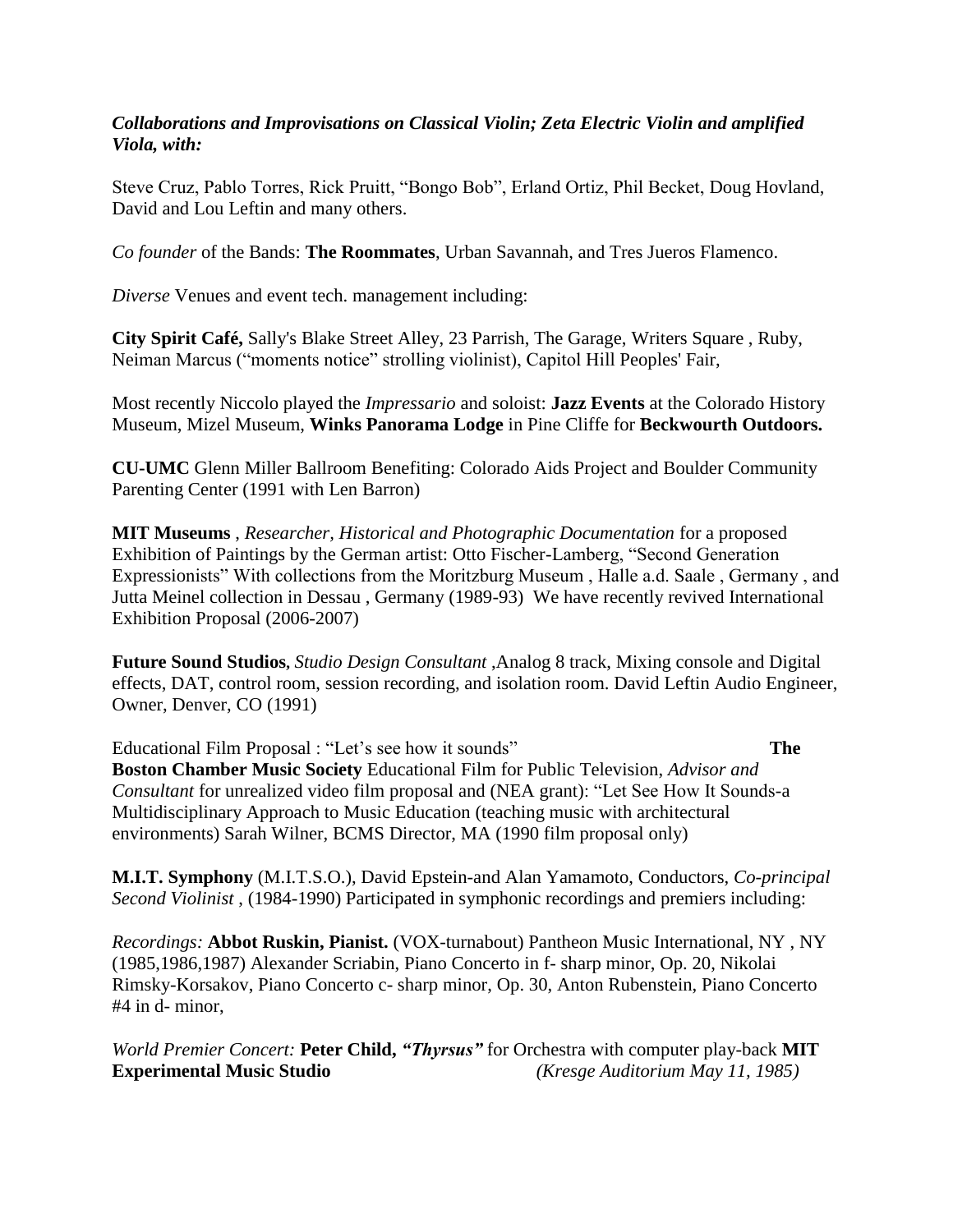***Collaborations and Improvisations on Classical Violin; Zeta Electric Violin and amplified Viola, with:***

Steve Cruz, Pablo Torres, Rick Pruitt, "Bongo Bob", Erland Ortiz, Phil Becket, Doug Hovland, David and Lou Leftin and many others.

*Co founder* of the Bands: **The Roommates**, Urban Savannah, and Tres Jueros Flamenco.

*Diverse* Venues and event tech. management including:

**City Spirit Café,** Sally's Blake Street Alley, 23 Parrish, The Garage, Writers Square , Ruby, Neiman Marcus ("moments notice" strolling violinist), Capitol Hill Peoples' Fair,

Most recently Niccolo played the *Impressario* and soloist: **Jazz Events** at the Colorado History Museum, Mizel Museum, **Winks Panorama Lodge** in Pine Cliffe for **Beckwourth Outdoors.**

**CU-UMC** Glenn Miller Ballroom Benefiting: Colorado Aids Project and Boulder Community Parenting Center (1991 with Len Barron)

**MIT Museums** , *Researcher, Historical and Photographic Documentation* for a proposed Exhibition of Paintings by the German artist: Otto Fischer-Lamberg, "Second Generation Expressionists" With collections from the Moritzburg Museum , Halle a.d. Saale , Germany , and Jutta Meinel collection in Dessau , Germany (1989-93) We have recently revived International Exhibition Proposal (2006-2007)

**Future Sound Studios**, *Studio Design Consultant* ,Analog 8 track, Mixing console and Digital effects, DAT, control room, session recording, and isolation room. David Leftin Audio Engineer, Owner, Denver, CO (1991)

Educational Film Proposal : "Let's see how it sounds" **The Boston Chamber Music Society** Educational Film for Public Television, *Advisor and Consultant* for unrealized video film proposal and (NEA grant): "Let See How It Sounds-a Multidisciplinary Approach to Music Education (teaching music with architectural environments) Sarah Wilner, BCMS Director, MA (1990 film proposal only)

**M.I.T. Symphony** (M.I.T.S.O.), David Epstein-and Alan Yamamoto, Conductors, *Co-principal Second Violinist* , (1984-1990) Participated in symphonic recordings and premiers including:

*Recordings:* **Abbot Ruskin, Pianist.** (VOX-turnabout) Pantheon Music International, NY , NY (1985,1986,1987) Alexander Scriabin, Piano Concerto in f- sharp minor, Op. 20, Nikolai Rimsky-Korsakov, Piano Concerto c- sharp minor, Op. 30, Anton Rubenstein, Piano Concerto #4 in d- minor,

*World Premier Concert:* **Peter Child,** ***"Thyrsus"*** for Orchestra with computer play-back **MIT Experimental Music Studio** *(Kresge Auditorium May 11, 1985)*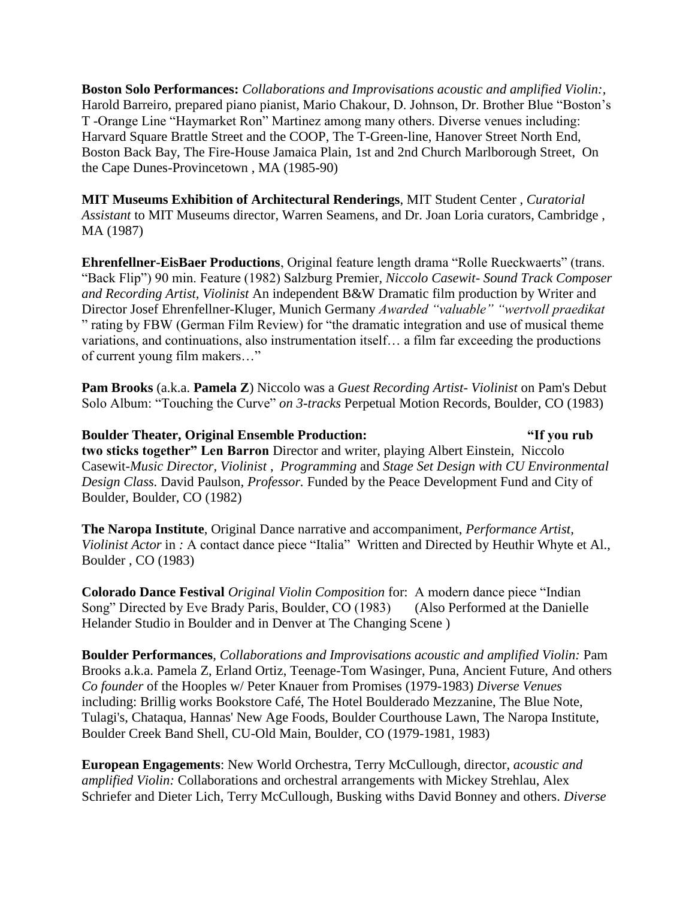**Boston Solo Performances:** *Collaborations and Improvisations acoustic and amplified Violin:,* Harold Barreiro, prepared piano pianist, Mario Chakour, D. Johnson, Dr. Brother Blue "Boston's T -Orange Line "Haymarket Ron" Martinez among many others. Diverse venues including: Harvard Square Brattle Street and the COOP, The T-Green-line, Hanover Street North End, Boston Back Bay, The Fire-House Jamaica Plain, 1st and 2nd Church Marlborough Street, On the Cape Dunes-Provincetown , MA (1985-90)

**MIT Museums Exhibition of Architectural Renderings**, MIT Student Center , *Curatorial Assistant* to MIT Museums director, Warren Seamens, and Dr. Joan Loria curators, Cambridge , MA (1987)

**Ehrenfellner-EisBaer Productions**, Original feature length drama "Rolle Rueckwaerts" (trans. "Back Flip") 90 min. Feature (1982) Salzburg Premier, *Niccolo Casewit- Sound Track Composer and Recording Artist, Violinist* An independent B&W Dramatic film production by Writer and Director Josef Ehrenfellner-Kluger, Munich Germany *Awarded "valuable" "wertvoll praedikat* " rating by FBW (German Film Review) for "the dramatic integration and use of musical theme variations, and continuations, also instrumentation itself… a film far exceeding the productions of current young film makers…"

**Pam Brooks** (a.k.a. **Pamela Z**) Niccolo was a *Guest Recording Artist- Violinist* on Pam's Debut Solo Album: "Touching the Curve" *on 3-tracks* Perpetual Motion Records, Boulder, CO (1983)

**Boulder Theater, Original Ensemble Production: "If you rub two sticks together" Len Barron** Director and writer, playing Albert Einstein, Niccolo Casewit-*Music Director, Violinist , Programming* and *Stage Set Design with CU Environmental Design Class.* David Paulson, *Professor.* Funded by the Peace Development Fund and City of Boulder, Boulder, CO (1982)

**The Naropa Institute**, Original Dance narrative and accompaniment, *Performance Artist, Violinist Actor* in *:* A contact dance piece "Italia" Written and Directed by Heuthir Whyte et Al., Boulder , CO (1983)

**Colorado Dance Festival** *Original Violin Composition* for: A modern dance piece "Indian Song" Directed by Eve Brady Paris, Boulder, CO (1983) (Also Performed at the Danielle Helander Studio in Boulder and in Denver at The Changing Scene )

**Boulder Performances**, *Collaborations and Improvisations acoustic and amplified Violin:* Pam Brooks a.k.a. Pamela Z, Erland Ortiz, Teenage-Tom Wasinger, Puna, Ancient Future, And others *Co founder* of the Hooples w/ Peter Knauer from Promises (1979-1983) *Diverse Venues* including: Brillig works Bookstore Café, The Hotel Boulderado Mezzanine, The Blue Note, Tulagi's, Chataqua, Hannas' New Age Foods, Boulder Courthouse Lawn, The Naropa Institute, Boulder Creek Band Shell, CU-Old Main, Boulder, CO (1979-1981, 1983)

**European Engagements**: New World Orchestra, Terry McCullough, director, *acoustic and amplified Violin:* Collaborations and orchestral arrangements with Mickey Strehlau, Alex Schriefer and Dieter Lich, Terry McCullough, Busking withs David Bonney and others. *Diverse*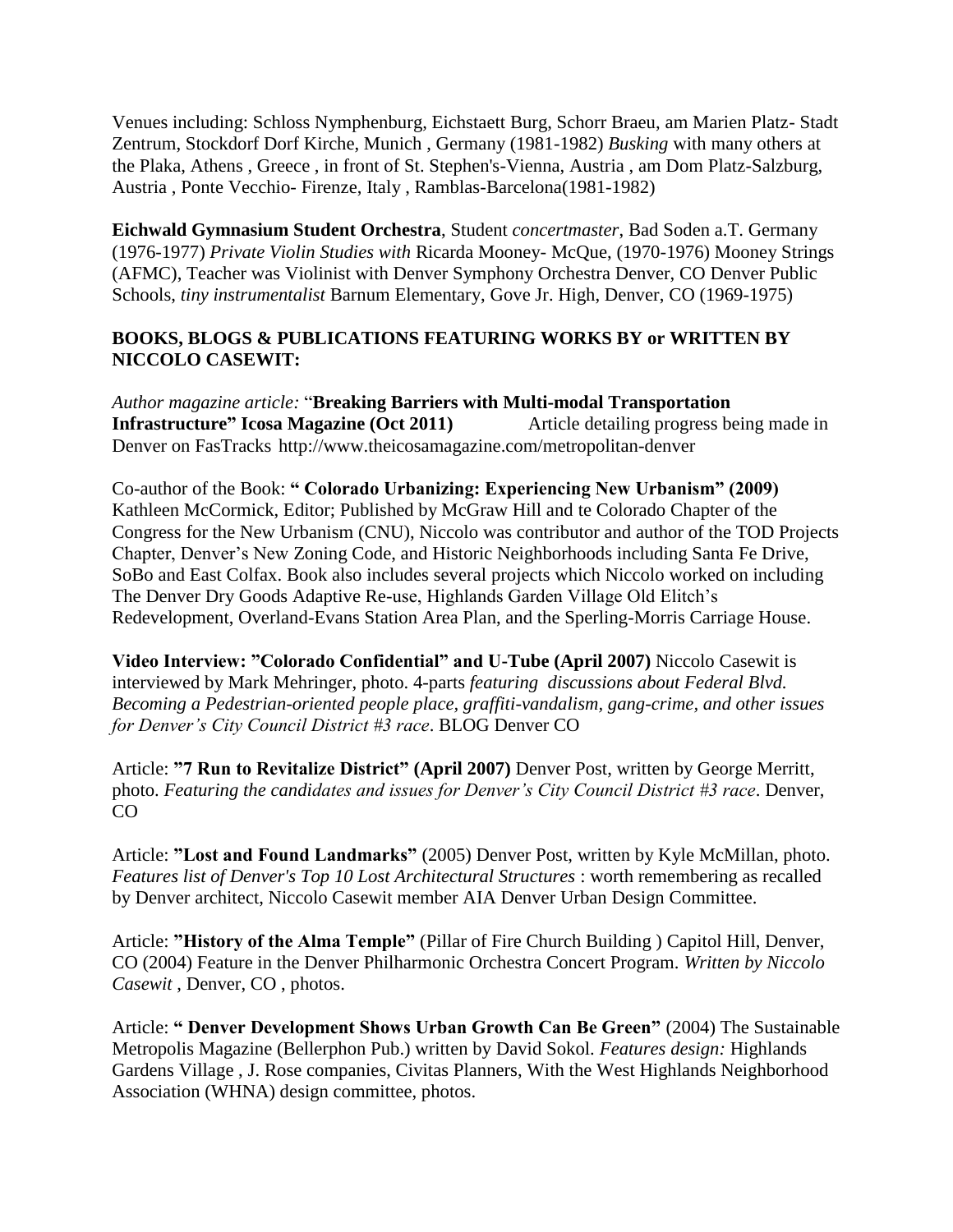Venues including: Schloss Nymphenburg, Eichstaett Burg, Schorr Braeu, am Marien Platz- Stadt Zentrum, Stockdorf Dorf Kirche, Munich , Germany (1981-1982) *Busking* with many others at the Plaka, Athens , Greece , in front of St. Stephen's-Vienna, Austria , am Dom Platz-Salzburg, Austria , Ponte Vecchio- Firenze, Italy , Ramblas-Barcelona(1981-1982)

**Eichwald Gymnasium Student Orchestra**, Student *concertmaster*, Bad Soden a.T. Germany (1976-1977) *Private Violin Studies with* Ricarda Mooney- McQue, (1970-1976) Mooney Strings (AFMC), Teacher was Violinist with Denver Symphony Orchestra Denver, CO Denver Public Schools, *tiny instrumentalist* Barnum Elementary, Gove Jr. High, Denver, CO (1969-1975)

**BOOKS, BLOGS & PUBLICATIONS FEATURING WORKS BY or WRITTEN BY NICCOLO CASEWIT:**

*Author magazine article:* "**Breaking Barriers with Multi-modal Transportation Infrastructure" Icosa Magazine (Oct 2011)** Article detailing progress being made in Denver on FasTracks http://www.theicosamagazine.com/metropolitan-denver

Co-author of the Book: **" Colorado Urbanizing: Experiencing New Urbanism" (2009)** Kathleen McCormick, Editor; Published by McGraw Hill and te Colorado Chapter of the Congress for the New Urbanism (CNU), Niccolo was contributor and author of the TOD Projects Chapter, Denver's New Zoning Code, and Historic Neighborhoods including Santa Fe Drive, SoBo and East Colfax. Book also includes several projects which Niccolo worked on including The Denver Dry Goods Adaptive Re-use, Highlands Garden Village Old Elitch's Redevelopment, Overland-Evans Station Area Plan, and the Sperling-Morris Carriage House.

**Video Interview: "Colorado Confidential" and U-Tube (April 2007)** Niccolo Casewit is interviewed by Mark Mehringer, photo. 4-parts *featuring discussions about Federal Blvd. Becoming a Pedestrian-oriented people place, graffiti-vandalism, gang-crime, and other issues for Denver's City Council District #3 race*. BLOG Denver CO

Article: **"7 Run to Revitalize District" (April 2007)** Denver Post, written by George Merritt, photo. *Featuring the candidates and issues for Denver's City Council District #3 race*. Denver, CO

Article: **"Lost and Found Landmarks"** (2005) Denver Post, written by Kyle McMillan, photo. *Features list of Denver's Top 10 Lost Architectural Structures* : worth remembering as recalled by Denver architect, Niccolo Casewit member AIA Denver Urban Design Committee.

Article: **"History of the Alma Temple"** (Pillar of Fire Church Building ) Capitol Hill, Denver, CO (2004) Feature in the Denver Philharmonic Orchestra Concert Program. *Written by Niccolo Casewit* , Denver, CO , photos.

Article: **" Denver Development Shows Urban Growth Can Be Green"** (2004) The Sustainable Metropolis Magazine (Bellerphon Pub.) written by David Sokol. *Features design:* Highlands Gardens Village , J. Rose companies, Civitas Planners, With the West Highlands Neighborhood Association (WHNA) design committee, photos.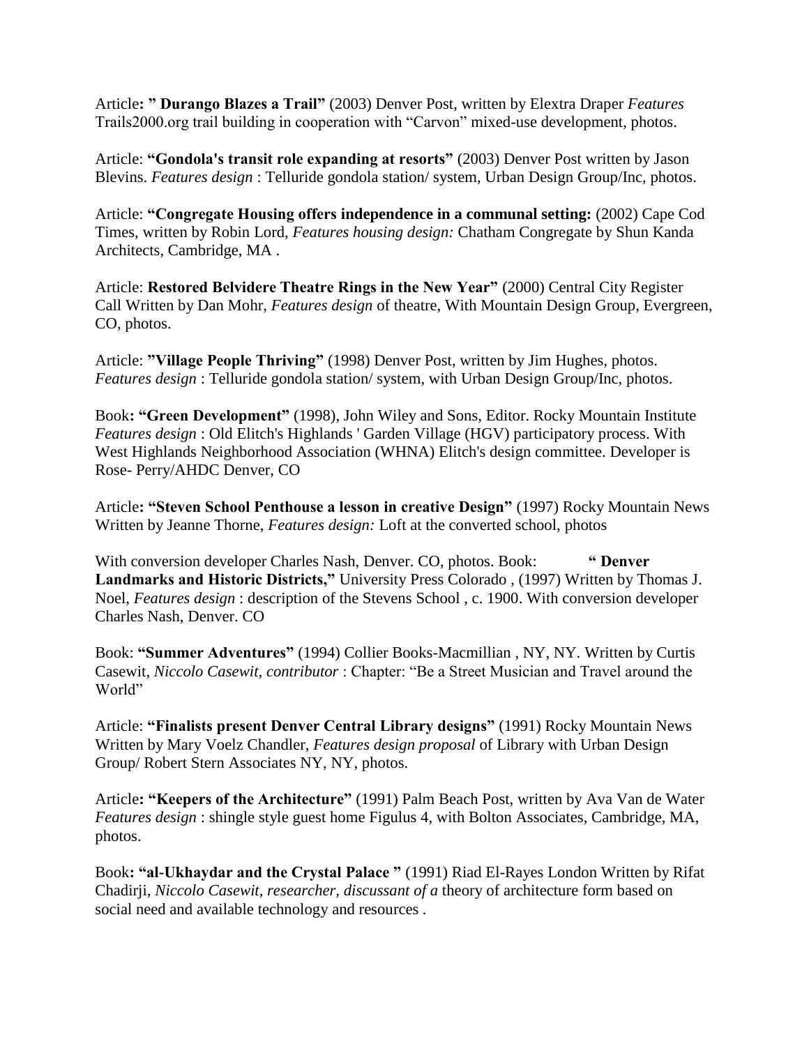Article**: " Durango Blazes a Trail"** (2003) Denver Post, written by Elextra Draper *Features* Trails2000.org trail building in cooperation with "Carvon" mixed-use development, photos.

Article: **"Gondola's transit role expanding at resorts"** (2003) Denver Post written by Jason Blevins. *Features design* : Telluride gondola station/ system, Urban Design Group/Inc, photos.

Article: **"Congregate Housing offers independence in a communal setting:** (2002) Cape Cod Times, written by Robin Lord, *Features housing design:* Chatham Congregate by Shun Kanda Architects, Cambridge, MA .

Article: **Restored Belvidere Theatre Rings in the New Year"** (2000) Central City Register Call Written by Dan Mohr, *Features design* of theatre, With Mountain Design Group, Evergreen, CO, photos.

Article: **"Village People Thriving"** (1998) Denver Post, written by Jim Hughes, photos. *Features design* : Telluride gondola station/ system, with Urban Design Group/Inc, photos.

Book**: "Green Development"** (1998), John Wiley and Sons, Editor. Rocky Mountain Institute *Features design* : Old Elitch's Highlands ' Garden Village (HGV) participatory process. With West Highlands Neighborhood Association (WHNA) Elitch's design committee. Developer is Rose- Perry/AHDC Denver, CO

Article**: "Steven School Penthouse a lesson in creative Design"** (1997) Rocky Mountain News Written by Jeanne Thorne, *Features design:* Loft at the converted school, photos

With conversion developer Charles Nash, Denver. CO, photos. Book: **" Denver Landmarks and Historic Districts,"** University Press Colorado , (1997) Written by Thomas J. Noel, *Features design* : description of the Stevens School , c. 1900. With conversion developer Charles Nash, Denver. CO

Book: **"Summer Adventures"** (1994) Collier Books-Macmillian , NY, NY. Written by Curtis Casewit, *Niccolo Casewit, contributor* : Chapter: "Be a Street Musician and Travel around the World"

Article: **"Finalists present Denver Central Library designs"** (1991) Rocky Mountain News Written by Mary Voelz Chandler, *Features design proposal* of Library with Urban Design Group/ Robert Stern Associates NY, NY, photos.

Article**: "Keepers of the Architecture"** (1991) Palm Beach Post, written by Ava Van de Water *Features design* : shingle style guest home Figulus 4, with Bolton Associates, Cambridge, MA, photos.

Book**: "al-Ukhaydar and the Crystal Palace "** (1991) Riad El-Rayes London Written by Rifat Chadirji, *Niccolo Casewit, researcher, discussant of a* theory of architecture form based on social need and available technology and resources .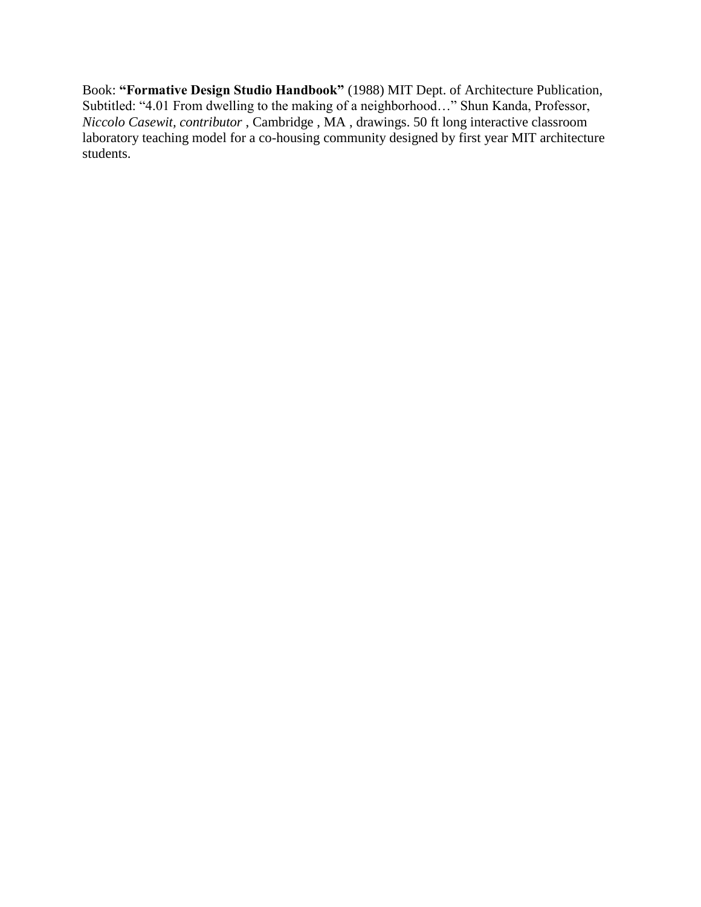Book: **"Formative Design Studio Handbook"** (1988) MIT Dept. of Architecture Publication, Subtitled: "4.01 From dwelling to the making of a neighborhood…" Shun Kanda, Professor, *Niccolo Casewit, contributor* , Cambridge , MA , drawings. 50 ft long interactive classroom laboratory teaching model for a co-housing community designed by first year MIT architecture students.